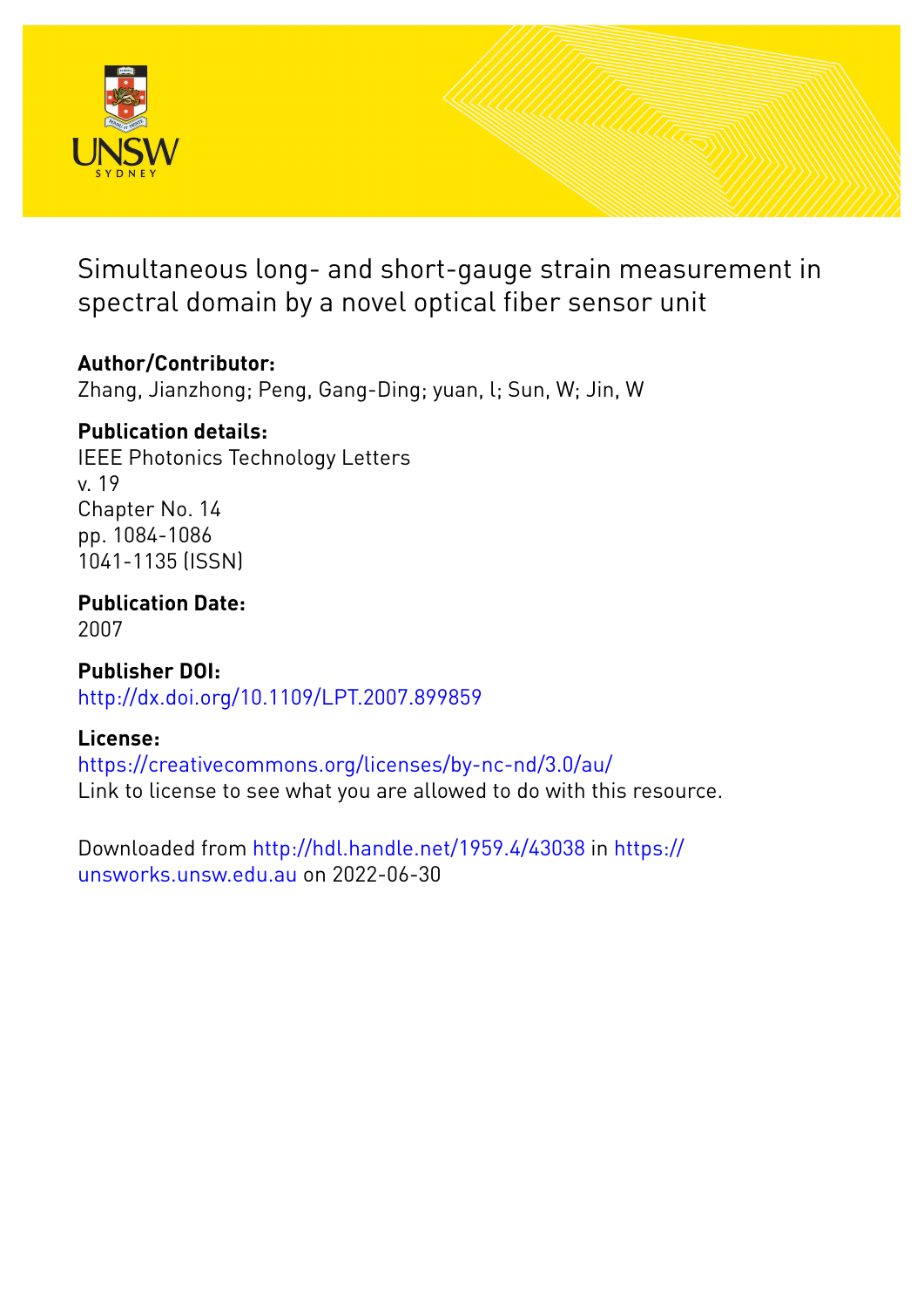# Simultaneous long- and short-gauge strain measurement in spectral domain by a novel optical fiber sensor unit

**Author/Contributor:**
Zhang, Jianzhong; Peng, Gang-Ding; yuan, l; Sun, W; Jin, W

**Publication details:**
IEEE Photonics Technology Letters
v. 19
Chapter No. 14
pp. 1084-1086
1041-1135 (ISSN)

**Publication Date:**
2007

**Publisher DOI:**
http://dx.doi.org/10.1109/LPT.2007.899859

**License:**
https://creativecommons.org/licenses/by-nc-nd/3.0/au/
Link to license to see what you are allowed to do with this resource.

Downloaded from http://hdl.handle.net/1959.4/43038 in https://unsworks.unsw.edu.au on 2022-06-30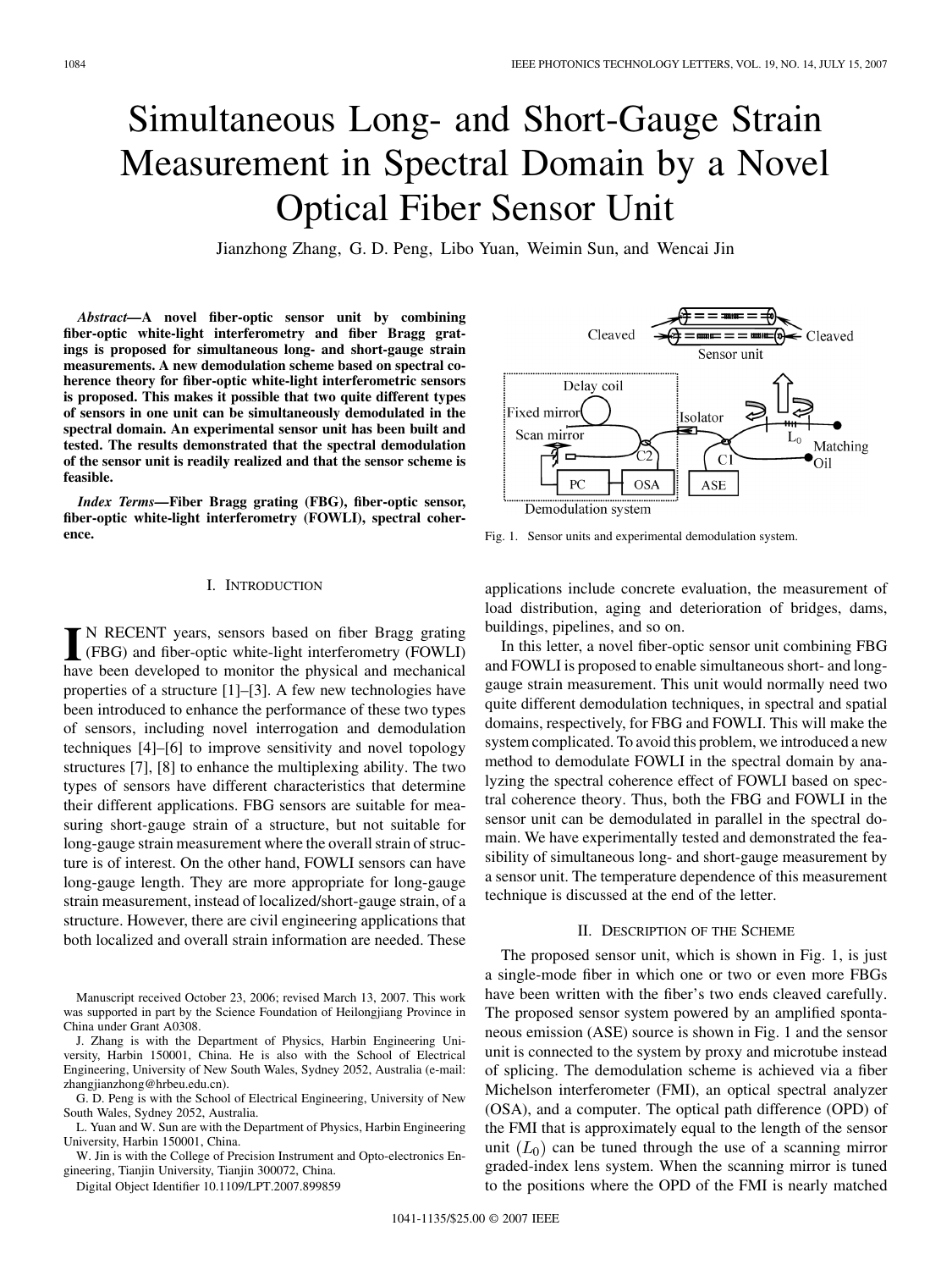# Simultaneous Long- and Short-Gauge Strain Measurement in Spectral Domain by a Novel Optical Fiber Sensor Unit

Jianzhong Zhang, G. D. Peng, Libo Yuan, Weimin Sun, and Wencai Jin

***Abstract*—A novel fiber-optic sensor unit by combining fiber-optic white-light interferometry and fiber Bragg gratings is proposed for simultaneous long- and short-gauge strain measurements. A new demodulation scheme based on spectral coherence theory for fiber-optic white-light interferometric sensors is proposed. This makes it possible that two quite different types of sensors in one unit can be simultaneously demodulated in the spectral domain. An experimental sensor unit has been built and tested. The results demonstrated that the spectral demodulation of the sensor unit is readily realized and that the sensor scheme is feasible.**

***Index Terms*—Fiber Bragg grating (FBG), fiber-optic sensor, fiber-optic white-light interferometry (FOWLI), spectral coherence.**

Cleaved

Cleaved

Sensor unit

Delay coil

Fixed mirror

Isolator

Scan mirror

C2

C1

$L_0$

Matching Oil

PC

OSA

ASE

Demodulation system

Fig. 1. Sensor units and experimental demodulation system.

## I. Introduction

IN RECENT years, sensors based on fiber Bragg grating (FBG) and fiber-optic white-light interferometry (FOWLI) have been developed to monitor the physical and mechanical properties of a structure [1]–[3]. A few new technologies have been introduced to enhance the performance of these two types of sensors, including novel interrogation and demodulation techniques [4]–[6] to improve sensitivity and novel topology structures [7], [8] to enhance the multiplexing ability. The two types of sensors have different characteristics that determine their different applications. FBG sensors are suitable for measuring short-gauge strain of a structure, but not suitable for long-gauge strain measurement where the overall strain of structure is of interest. On the other hand, FOWLI sensors can have long-gauge length. They are more appropriate for long-gauge strain measurement, instead of localized/short-gauge strain, of a structure. However, there are civil engineering applications that both localized and overall strain information are needed. These applications include concrete evaluation, the measurement of load distribution, aging and deterioration of bridges, dams, buildings, pipelines, and so on.

In this letter, a novel fiber-optic sensor unit combining FBG and FOWLI is proposed to enable simultaneous short- and long-gauge strain measurement. This unit would normally need two quite different demodulation techniques, in spectral and spatial domains, respectively, for FBG and FOWLI. This will make the system complicated. To avoid this problem, we introduced a new method to demodulate FOWLI in the spectral domain by analyzing the spectral coherence effect of FOWLI based on spectral coherence theory. Thus, both the FBG and FOWLI in the sensor unit can be demodulated in parallel in the spectral domain. We have experimentally tested and demonstrated the feasibility of simultaneous long- and short-gauge measurement by a sensor unit. The temperature dependence of this measurement technique is discussed at the end of the letter.

## II. Description of the Scheme

The proposed sensor unit, which is shown in Fig. 1, is just a single-mode fiber in which one or two or even more FBGs have been written with the fiber's two ends cleaved carefully. The proposed sensor system powered by an amplified spontaneous emission (ASE) source is shown in Fig. 1 and the sensor unit is connected to the system by proxy and microtube instead of splicing. The demodulation scheme is achieved via a fiber Michelson interferometer (FMI), an optical spectral analyzer (OSA), and a computer. The optical path difference (OPD) of the FMI that is approximately equal to the length of the sensor unit $(L_0)$ can be tuned through the use of a scanning mirror graded-index lens system. When the scanning mirror is tuned to the positions where the OPD of the FMI is nearly matched

Manuscript received October 23, 2006; revised March 13, 2007. This work was supported in part by the Science Foundation of Heilongjiang Province in China under Grant A0308.

J. Zhang is with the Department of Physics, Harbin Engineering University, Harbin 150001, China. He is also with the School of Electrical Engineering, University of New South Wales, Sydney 2052, Australia (e-mail: zhangjianzhong@hrbeu.edu.cn).

G. D. Peng is with the School of Electrical Engineering, University of New South Wales, Sydney 2052, Australia.

L. Yuan and W. Sun are with the Department of Physics, Harbin Engineering University, Harbin 150001, China.

W. Jin is with the College of Precision Instrument and Opto-electronics Engineering, Tianjin University, Tianjin 300072, China.

Digital Object Identifier 10.1109/LPT.2007.899859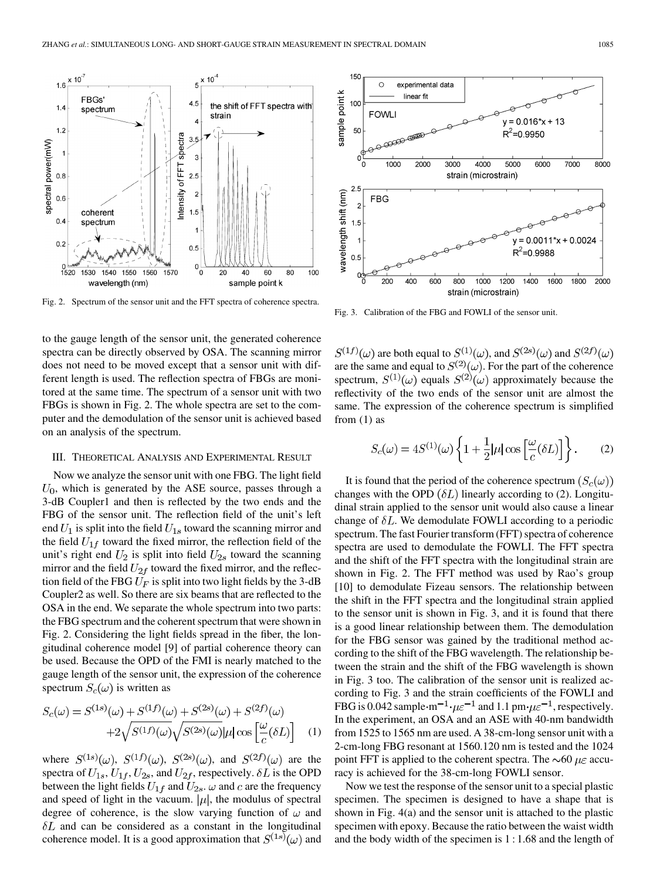Fig. 2. Spectrum of the sensor unit and the FFT spectra of coherence spectra.

Fig. 3. Calibration of the FBG and FOWLI of the sensor unit.

to the gauge length of the sensor unit, the generated coherence spectra can be directly observed by OSA. The scanning mirror does not need to be moved except that a sensor unit with different length is used. The reflection spectra of FBGs are monitored at the same time. The spectrum of a sensor unit with two FBGs is shown in Fig. 2. The whole spectra are set to the computer and the demodulation of the sensor unit is achieved based on an analysis of the spectrum.

## III. Theoretical Analysis and Experimental Result

Now we analyze the sensor unit with one FBG. The light field $U_0$, which is generated by the ASE source, passes through a 3-dB Coupler1 and then is reflected by the two ends and the FBG of the sensor unit. The reflection field of the unit's left end $U_1$ is split into the field $U_{1s}$ toward the scanning mirror and the field $U_{1f}$ toward the fixed mirror, the reflection field of the unit's right end $U_2$ is split into field $U_{2s}$ toward the scanning mirror and the field $U_{2f}$ toward the fixed mirror, and the reflection field of the FBG $U_F$ is split into two light fields by the 3-dB Coupler2 as well. So there are six beams that are reflected to the OSA in the end. We separate the whole spectrum into two parts: the FBG spectrum and the coherent spectrum that were shown in Fig. 2. Considering the light fields spread in the fiber, the longitudinal coherence model [9] of partial coherence theory can be used. Because the OPD of the FMI is nearly matched to the gauge length of the sensor unit, the expression of the coherence spectrum $S_c(\omega)$ is written as

$$S_c(\omega) = S^{(1s)}(\omega) + S^{(1f)}(\omega) + S^{(2s)}(\omega) + S^{(2f)}(\omega) + 2\sqrt{S^{(1f)}(\omega)}\sqrt{S^{(2s)}(\omega)}|\mu|\cos\left[\frac{\omega}{c}(\delta L)\right] \quad (1)$$

where $S^{(1s)}(\omega)$, $S^{(1f)}(\omega)$, $S^{(2s)}(\omega)$, and $S^{(2f)}(\omega)$ are the spectra of $U_{1s}, U_{1f}, U_{2s}$, and $U_{2f}$, respectively. $\delta L$ is the OPD between the light fields $U_{1f}$ and $U_{2s}$. $\omega$ and $c$ are the frequency and speed of light in the vacuum. $|\mu|$, the modulus of spectral degree of coherence, is the slow varying function of $\omega$ and $\delta L$ and can be considered as a constant in the longitudinal coherence model. It is a good approximation that $S^{(1s)}(\omega)$ and $S^{(1f)}(\omega)$ are both equal to $S^{(1)}(\omega)$, and $S^{(2s)}(\omega)$ and $S^{(2f)}(\omega)$ are the same and equal to $S^{(2)}(\omega)$. For the part of the coherence spectrum, $S^{(1)}(\omega)$ equals $S^{(2)}(\omega)$ approximately because the reflectivity of the two ends of the sensor unit are almost the same. The expression of the coherence spectrum is simplified from (1) as

$$S_c(\omega) = 4S^{(1)}(\omega)\left\{1 + \frac{1}{2}|\mu|\cos\left[\frac{\omega}{c}(\delta L)\right]\right\}. \quad (2)$$

It is found that the period of the coherence spectrum $(S_c(\omega))$ changes with the OPD $(\delta L)$ linearly according to (2). Longitudinal strain applied to the sensor unit would also cause a linear change of $\delta L$. We demodulate FOWLI according to a periodic spectrum. The fast Fourier transform (FFT) spectra of coherence spectra are used to demodulate the FOWLI. The FFT spectra and the shift of the FFT spectra with the longitudinal strain are shown in Fig. 2. The FFT method was used by Rao's group [10] to demodulate Fizeau sensors. The relationship between the shift in the FFT spectra and the longitudinal strain applied to the sensor unit is shown in Fig. 3, and it is found that there is a good linear relationship between them. The demodulation for the FBG sensor was gained by the traditional method according to the shift of the FBG wavelength. The relationship between the strain and the shift of the FBG wavelength is shown in Fig. 3 too. The calibration of the sensor unit is realized according to Fig. 3 and the strain coefficients of the FOWLI and FBG is 0.042 sample$\cdot$m$^{-1}\cdot\mu\varepsilon^{-1}$ and 1.1 pm$\cdot\mu\varepsilon^{-1}$, respectively. In the experiment, an OSA and an ASE with 40-nm bandwidth from 1525 to 1565 nm are used. A 38-cm-long sensor unit with a 2-cm-long FBG resonant at 1560.120 nm is tested and the 1024 point FFT is applied to the coherent spectra. The $\sim$60 $\mu\varepsilon$ accuracy is achieved for the 38-cm-long FOWLI sensor.

Now we test the response of the sensor unit to a special plastic specimen. The specimen is designed to have a shape that is shown in Fig. 4(a) and the sensor unit is attached to the plastic specimen with epoxy. Because the ratio between the waist width and the body width of the specimen is 1 : 1.68 and the length of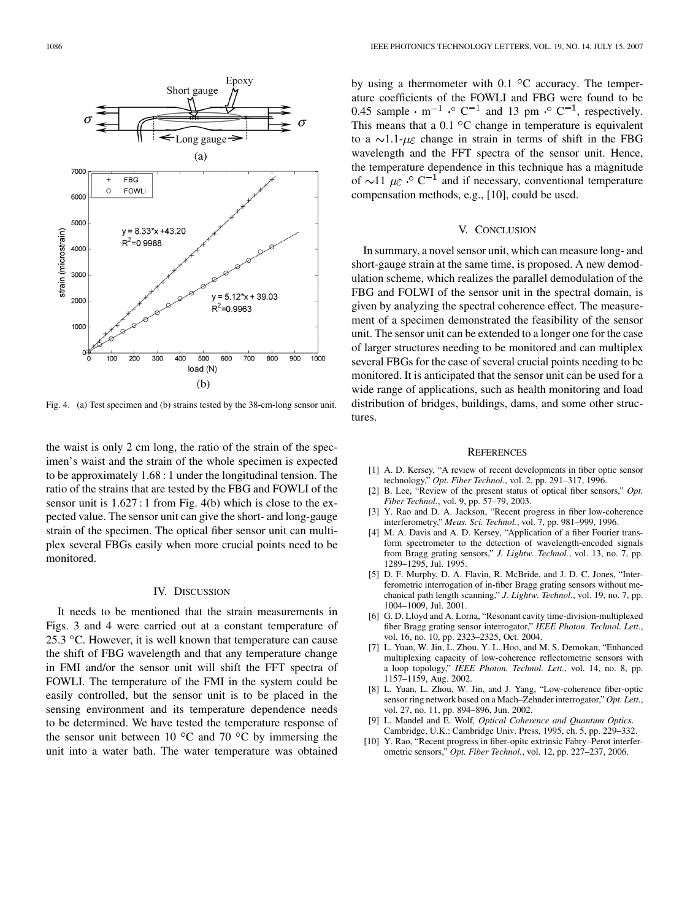Epoxy

Short gauge

$\sigma$

$\sigma$

Long gauge

(a)

7000

6000

5000

4000

3000

2000

1000

0

strain (microstrain)

0 100 200 300 400 500 600 700 800 900 1000

load (N)

+ FBG

○ FOWLI

y = 8.33*x +43.20

$R^2$=0.9988

y = 5.12*x + 39.03

$R^2$=0.9963

(b)

Fig. 4. (a) Test specimen and (b) strains tested by the 38-cm-long sensor unit.

the waist is only 2 cm long, the ratio of the strain of the specimen's waist and the strain of the whole specimen is expected to be approximately 1.68 : 1 under the longitudinal tension. The ratio of the strains that are tested by the FBG and FOWLI of the sensor unit is 1.627 : 1 from Fig. 4(b) which is close to the expected value. The sensor unit can give the short- and long-gauge strain of the specimen. The optical fiber sensor unit can multiplex several FBGs easily when more crucial points need to be monitored.

## IV. Discussion

It needs to be mentioned that the strain measurements in Figs. 3 and 4 were carried out at a constant temperature of 25.3 °C. However, it is well known that temperature can cause the shift of FBG wavelength and that any temperature change in FMI and/or the sensor unit will shift the FFT spectra of FOWLI. The temperature of the FMI in the system could be easily controlled, but the sensor unit is to be placed in the sensing environment and its temperature dependence needs to be determined. We have tested the temperature response of the sensor unit between 10 °C and 70 °C by immersing the unit into a water bath. The water temperature was obtained by using a thermometer with 0.1 °C accuracy. The temperature coefficients of the FOWLI and FBG were found to be 0.45 sample $\cdot$ m$^{-1}$ $\cdot$° C$^{-1}$ and 13 pm $\cdot$° C$^{-1}$, respectively. This means that a 0.1 °C change in temperature is equivalent to a ~1.1-$\mu\varepsilon$ change in strain in terms of shift in the FBG wavelength and the FFT spectra of the sensor unit. Hence, the temperature dependence in this technique has a magnitude of ~11 $\mu\varepsilon$ $\cdot$° C$^{-1}$ and if necessary, conventional temperature compensation methods, e.g., [10], could be used.

## V. Conclusion

In summary, a novel sensor unit, which can measure long- and short-gauge strain at the same time, is proposed. A new demodulation scheme, which realizes the parallel demodulation of the FBG and FOLWI of the sensor unit in the spectral domain, is given by analyzing the spectral coherence effect. The measurement of a specimen demonstrated the feasibility of the sensor unit. The sensor unit can be extended to a longer one for the case of larger structures needing to be monitored and can multiplex several FBGs for the case of several crucial points needing to be monitored. It is anticipated that the sensor unit can be used for a wide range of applications, such as health monitoring and load distribution of bridges, buildings, dams, and some other structures.

## References

[1] A. D. Kersey, "A review of recent developments in fiber optic sensor technology," *Opt. Fiber Technol.*, vol. 2, pp. 291–317, 1996.

[2] B. Lee, "Review of the present status of optical fiber sensors," *Opt. Fiber Technol.*, vol. 9, pp. 57–79, 2003.

[3] Y. Rao and D. A. Jackson, "Recent progress in fiber low-coherence interferometry," *Meas. Sci. Technol.*, vol. 7, pp. 981–999, 1996.

[4] M. A. Davis and A. D. Kersey, "Application of a fiber Fourier transform spectrometer to the detection of wavelength-encoded signals from Bragg grating sensors," *J. Lightw. Technol.*, vol. 13, no. 7, pp. 1289–1295, Jul. 1995.

[5] D. F. Murphy, D. A. Flavin, R. McBride, and J. D. C. Jones, "Interferometric interrogation of in-fiber Bragg grating sensors without mechanical path length scanning," *J. Lightw. Technol.*, vol. 19, no. 7, pp. 1004–1009, Jul. 2001.

[6] G. D. Lloyd and A. Lorna, "Resonant cavity time-division-multiplexed fiber Bragg grating sensor interrogator," *IEEE Photon. Technol. Lett.*, vol. 16, no. 10, pp. 2323–2325, Oct. 2004.

[7] L. Yuan, W. Jin, L. Zhou, Y. L. Hoo, and M. S. Demokan, "Enhanced multiplexing capacity of low-coherence reflectometric sensors with a loop topology," *IEEE Photon. Technol. Lett.*, vol. 14, no. 8, pp. 1157–1159, Aug. 2002.

[8] L. Yuan, L. Zhou, W. Jin, and J. Yang, "Low-coherence fiber-optic sensor ring network based on a Mach–Zehnder interrogator," *Opt. Lett.*, vol. 27, no. 11, pp. 894–896, Jun. 2002.

[9] L. Mandel and E. Wolf, *Optical Coherence and Quantum Optics*. Cambridge, U.K.: Cambridge Univ. Press, 1995, ch. 5, pp. 229–332.

[10] Y. Rao, "Recent progress in fiber-opitc extrinsic Fabry–Perot interferometric sensors," *Opt. Fiber Technol.*, vol. 12, pp. 227–237, 2006.